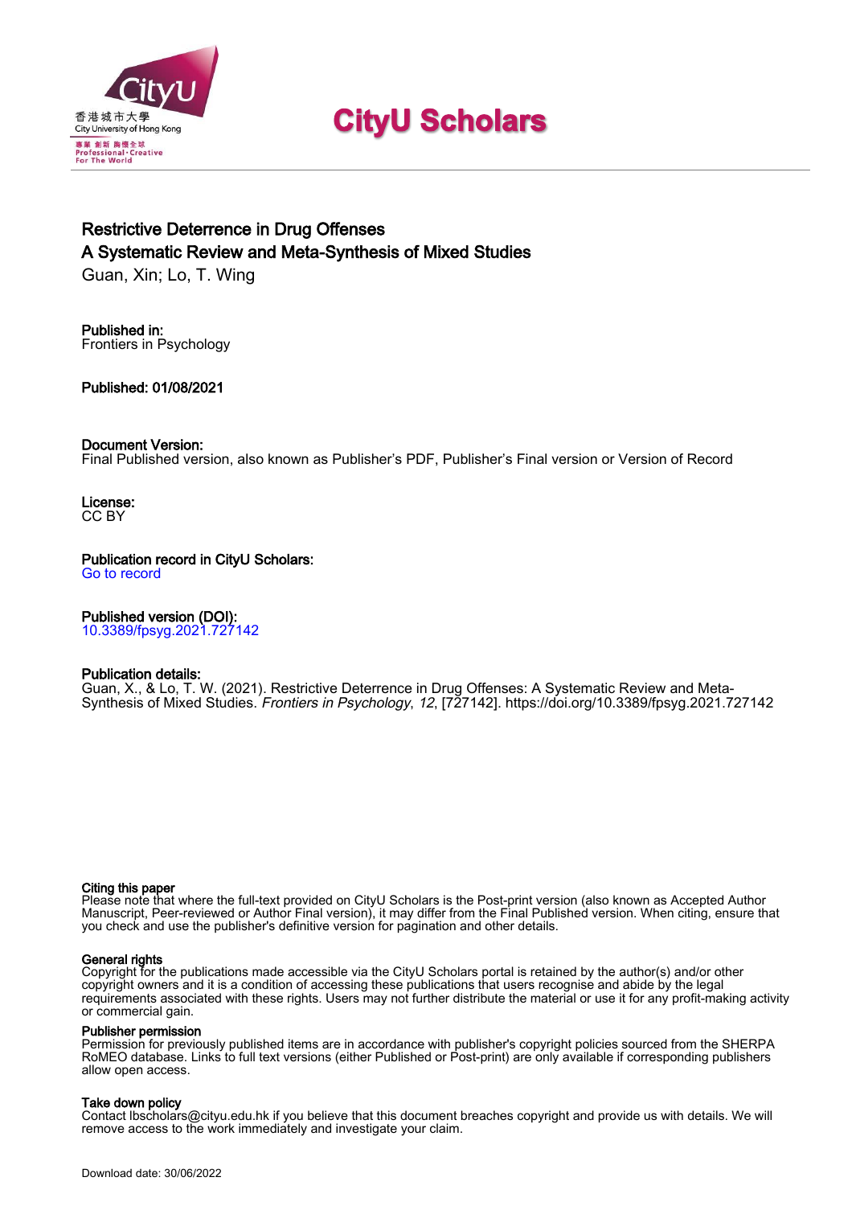# CityU Scholars

## Restrictive Deterrence in Drug Offenses
## A Systematic Review and Meta-Synthesis of Mixed Studies

Guan, Xin; Lo, T. Wing

**Published in:**
Frontiers in Psychology

**Published:** 01/08/2021

**Document Version:**
Final Published version, also known as Publisher's PDF, Publisher's Final version or Version of Record

**License:**
CC BY

**Publication record in CityU Scholars:**
Go to record

**Published version (DOI):**
10.3389/fpsyg.2021.727142

**Publication details:**
Guan, X., & Lo, T. W. (2021). Restrictive Deterrence in Drug Offenses: A Systematic Review and Meta-Synthesis of Mixed Studies. *Frontiers in Psychology*, *12*, [727142]. https://doi.org/10.3389/fpsyg.2021.727142

**Citing this paper**
Please note that where the full-text provided on CityU Scholars is the Post-print version (also known as Accepted Author Manuscript, Peer-reviewed or Author Final version), it may differ from the Final Published version. When citing, ensure that you check and use the publisher's definitive version for pagination and other details.

**General rights**
Copyright for the publications made accessible via the CityU Scholars portal is retained by the author(s) and/or other copyright owners and it is a condition of accessing these publications that users recognise and abide by the legal requirements associated with these rights. Users may not further distribute the material or use it for any profit-making activity or commercial gain.

**Publisher permission**
Permission for previously published items are in accordance with publisher's copyright policies sourced from the SHERPA RoMEO database. Links to full text versions (either Published or Post-print) are only available if corresponding publishers allow open access.

**Take down policy**
Contact lbscholars@cityu.edu.hk if you believe that this document breaches copyright and provide us with details. We will remove access to the work immediately and investigate your claim.

Download date: 30/06/2022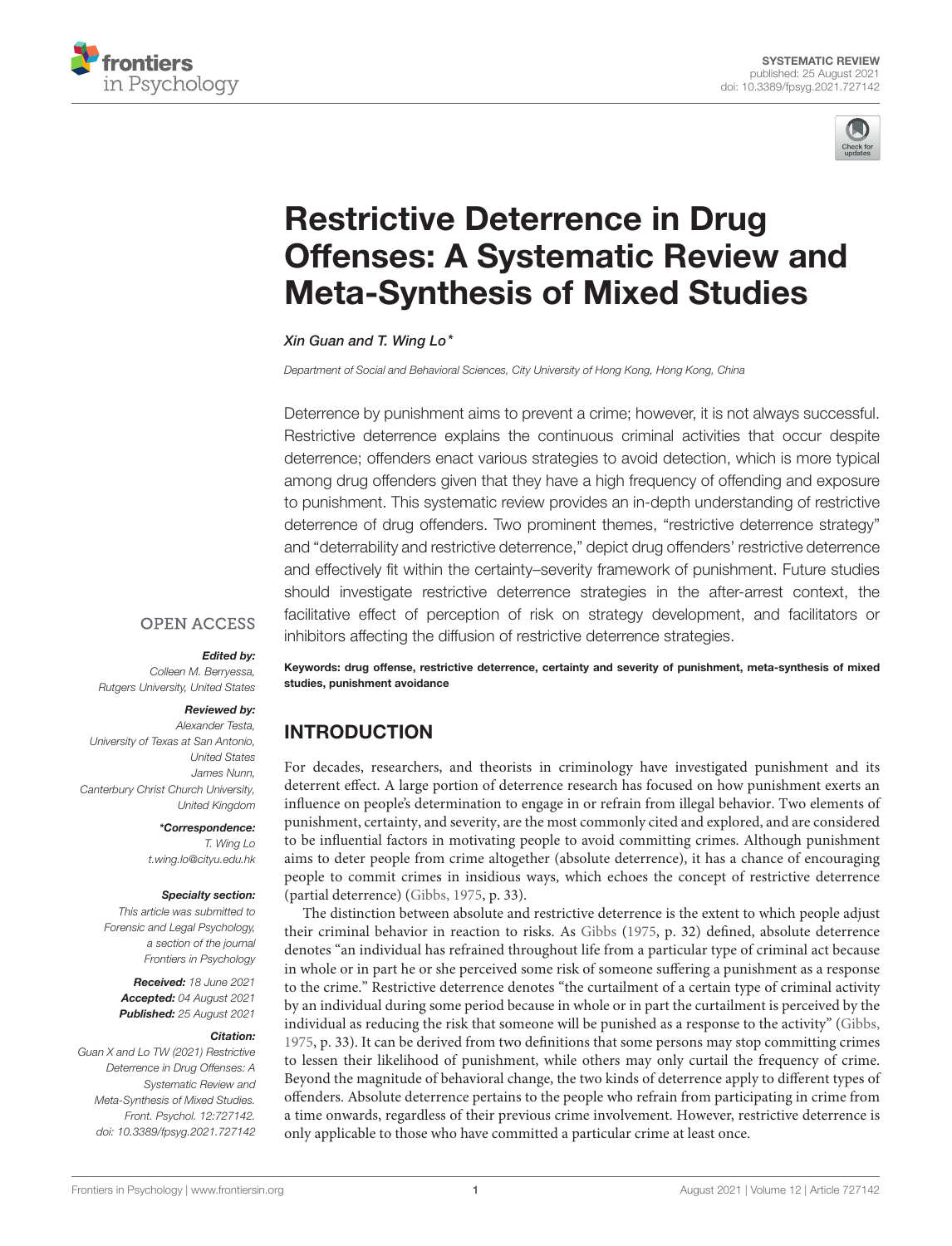# Restrictive Deterrence in Drug Offenses: A Systematic Review and Meta-Synthesis of Mixed Studies

*Xin Guan and T. Wing Lo\**

*Department of Social and Behavioral Sciences, City University of Hong Kong, Hong Kong, China*

Deterrence by punishment aims to prevent a crime; however, it is not always successful. Restrictive deterrence explains the continuous criminal activities that occur despite deterrence; offenders enact various strategies to avoid detection, which is more typical among drug offenders given that they have a high frequency of offending and exposure to punishment. This systematic review provides an in-depth understanding of restrictive deterrence of drug offenders. Two prominent themes, "restrictive deterrence strategy" and "deterrability and restrictive deterrence," depict drug offenders' restrictive deterrence and effectively fit within the certainty–severity framework of punishment. Future studies should investigate restrictive deterrence strategies in the after-arrest context, the facilitative effect of perception of risk on strategy development, and facilitators or inhibitors affecting the diffusion of restrictive deterrence strategies.

**Keywords: drug offense, restrictive deterrence, certainty and severity of punishment, meta-synthesis of mixed studies, punishment avoidance**

OPEN ACCESS

***Edited by:***
*Colleen M. Berryessa, Rutgers University, United States*

***Reviewed by:***
*Alexander Testa, University of Texas at San Antonio, United States*
*James Nunn, Canterbury Christ Church University, United Kingdom*

***\*Correspondence:***
*T. Wing Lo*
*t.wing.lo@cityu.edu.hk*

***Specialty section:***
*This article was submitted to Forensic and Legal Psychology, a section of the journal Frontiers in Psychology*

***Received:*** *18 June 2021*
***Accepted:*** *04 August 2021*
***Published:*** *25 August 2021*

***Citation:***
*Guan X and Lo TW (2021) Restrictive Deterrence in Drug Offenses: A Systematic Review and Meta-Synthesis of Mixed Studies. Front. Psychol. 12:727142. doi: 10.3389/fpsyg.2021.727142*

## INTRODUCTION

For decades, researchers, and theorists in criminology have investigated punishment and its deterrent effect. A large portion of deterrence research has focused on how punishment exerts an influence on people's determination to engage in or refrain from illegal behavior. Two elements of punishment, certainty, and severity, are the most commonly cited and explored, and are considered to be influential factors in motivating people to avoid committing crimes. Although punishment aims to deter people from crime altogether (absolute deterrence), it has a chance of encouraging people to commit crimes in insidious ways, which echoes the concept of restrictive deterrence (partial deterrence) (Gibbs, 1975, p. 33).

The distinction between absolute and restrictive deterrence is the extent to which people adjust their criminal behavior in reaction to risks. As Gibbs (1975, p. 32) defined, absolute deterrence denotes "an individual has refrained throughout life from a particular type of criminal act because in whole or in part he or she perceived some risk of someone suffering a punishment as a response to the crime." Restrictive deterrence denotes "the curtailment of a certain type of criminal activity by an individual during some period because in whole or in part the curtailment is perceived by the individual as reducing the risk that someone will be punished as a response to the activity" (Gibbs, 1975, p. 33). It can be derived from two definitions that some persons may stop committing crimes to lessen their likelihood of punishment, while others may only curtail the frequency of crime. Beyond the magnitude of behavioral change, the two kinds of deterrence apply to different types of offenders. Absolute deterrence pertains to the people who refrain from participating in crime from a time onwards, regardless of their previous crime involvement. However, restrictive deterrence is only applicable to those who have committed a particular crime at least once.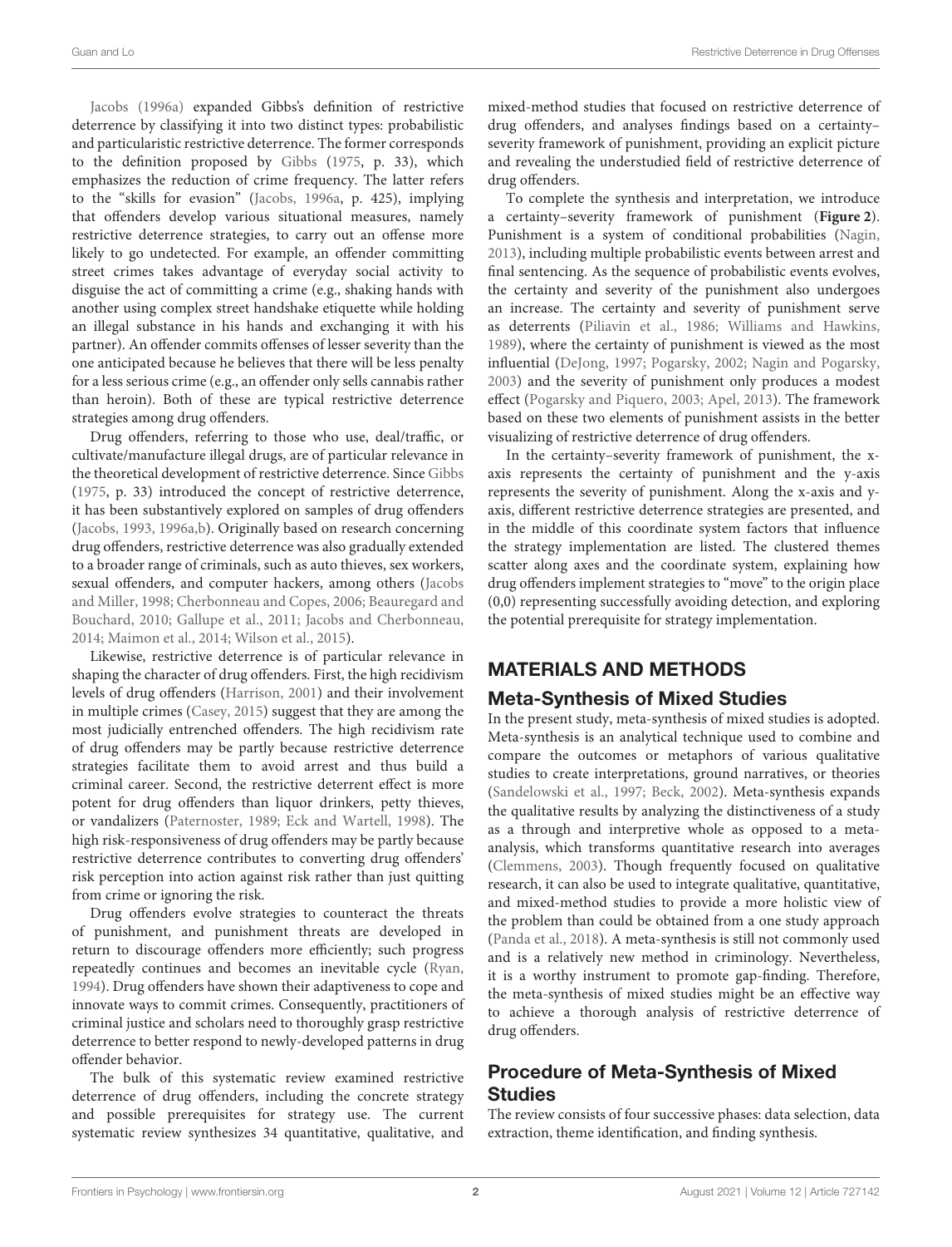Jacobs (1996a) expanded Gibbs's definition of restrictive deterrence by classifying it into two distinct types: probabilistic and particularistic restrictive deterrence. The former corresponds to the definition proposed by Gibbs (1975, p. 33), which emphasizes the reduction of crime frequency. The latter refers to the "skills for evasion" (Jacobs, 1996a, p. 425), implying that offenders develop various situational measures, namely restrictive deterrence strategies, to carry out an offense more likely to go undetected. For example, an offender committing street crimes takes advantage of everyday social activity to disguise the act of committing a crime (e.g., shaking hands with another using complex street handshake etiquette while holding an illegal substance in his hands and exchanging it with his partner). An offender commits offenses of lesser severity than the one anticipated because he believes that there will be less penalty for a less serious crime (e.g., an offender only sells cannabis rather than heroin). Both of these are typical restrictive deterrence strategies among drug offenders.

Drug offenders, referring to those who use, deal/traffic, or cultivate/manufacture illegal drugs, are of particular relevance in the theoretical development of restrictive deterrence. Since Gibbs (1975, p. 33) introduced the concept of restrictive deterrence, it has been substantively explored on samples of drug offenders (Jacobs, 1993, 1996a,b). Originally based on research concerning drug offenders, restrictive deterrence was also gradually extended to a broader range of criminals, such as auto thieves, sex workers, sexual offenders, and computer hackers, among others (Jacobs and Miller, 1998; Cherbonneau and Copes, 2006; Beauregard and Bouchard, 2010; Gallupe et al., 2011; Jacobs and Cherbonneau, 2014; Maimon et al., 2014; Wilson et al., 2015).

Likewise, restrictive deterrence is of particular relevance in shaping the character of drug offenders. First, the high recidivism levels of drug offenders (Harrison, 2001) and their involvement in multiple crimes (Casey, 2015) suggest that they are among the most judicially entrenched offenders. The high recidivism rate of drug offenders may be partly because restrictive deterrence strategies facilitate them to avoid arrest and thus build a criminal career. Second, the restrictive deterrent effect is more potent for drug offenders than liquor drinkers, petty thieves, or vandalizers (Paternoster, 1989; Eck and Wartell, 1998). The high risk-responsiveness of drug offenders may be partly because restrictive deterrence contributes to converting drug offenders' risk perception into action against risk rather than just quitting from crime or ignoring the risk.

Drug offenders evolve strategies to counteract the threats of punishment, and punishment threats are developed in return to discourage offenders more efficiently; such progress repeatedly continues and becomes an inevitable cycle (Ryan, 1994). Drug offenders have shown their adaptiveness to cope and innovate ways to commit crimes. Consequently, practitioners of criminal justice and scholars need to thoroughly grasp restrictive deterrence to better respond to newly-developed patterns in drug offender behavior.

The bulk of this systematic review examined restrictive deterrence of drug offenders, including the concrete strategy and possible prerequisites for strategy use. The current systematic review synthesizes 34 quantitative, qualitative, and mixed-method studies that focused on restrictive deterrence of drug offenders, and analyses findings based on a certainty–severity framework of punishment, providing an explicit picture and revealing the understudied field of restrictive deterrence of drug offenders.

To complete the synthesis and interpretation, we introduce a certainty–severity framework of punishment (**Figure 2**). Punishment is a system of conditional probabilities (Nagin, 2013), including multiple probabilistic events between arrest and final sentencing. As the sequence of probabilistic events evolves, the certainty and severity of the punishment also undergoes an increase. The certainty and severity of punishment serve as deterrents (Piliavin et al., 1986; Williams and Hawkins, 1989), where the certainty of punishment is viewed as the most influential (DeJong, 1997; Pogarsky, 2002; Nagin and Pogarsky, 2003) and the severity of punishment only produces a modest effect (Pogarsky and Piquero, 2003; Apel, 2013). The framework based on these two elements of punishment assists in the better visualizing of restrictive deterrence of drug offenders.

In the certainty–severity framework of punishment, the x-axis represents the certainty of punishment and the y-axis represents the severity of punishment. Along the x-axis and y-axis, different restrictive deterrence strategies are presented, and in the middle of this coordinate system factors that influence the strategy implementation are listed. The clustered themes scatter along axes and the coordinate system, explaining how drug offenders implement strategies to "move" to the origin place (0,0) representing successfully avoiding detection, and exploring the potential prerequisite for strategy implementation.

## MATERIALS AND METHODS

### Meta-Synthesis of Mixed Studies

In the present study, meta-synthesis of mixed studies is adopted. Meta-synthesis is an analytical technique used to combine and compare the outcomes or metaphors of various qualitative studies to create interpretations, ground narratives, or theories (Sandelowski et al., 1997; Beck, 2002). Meta-synthesis expands the qualitative results by analyzing the distinctiveness of a study as a through and interpretive whole as opposed to a meta-analysis, which transforms quantitative research into averages (Clemmens, 2003). Though frequently focused on qualitative research, it can also be used to integrate qualitative, quantitative, and mixed-method studies to provide a more holistic view of the problem than could be obtained from a one study approach (Panda et al., 2018). A meta-synthesis is still not commonly used and is a relatively new method in criminology. Nevertheless, it is a worthy instrument to promote gap-finding. Therefore, the meta-synthesis of mixed studies might be an effective way to achieve a thorough analysis of restrictive deterrence of drug offenders.

### Procedure of Meta-Synthesis of Mixed Studies

The review consists of four successive phases: data selection, data extraction, theme identification, and finding synthesis.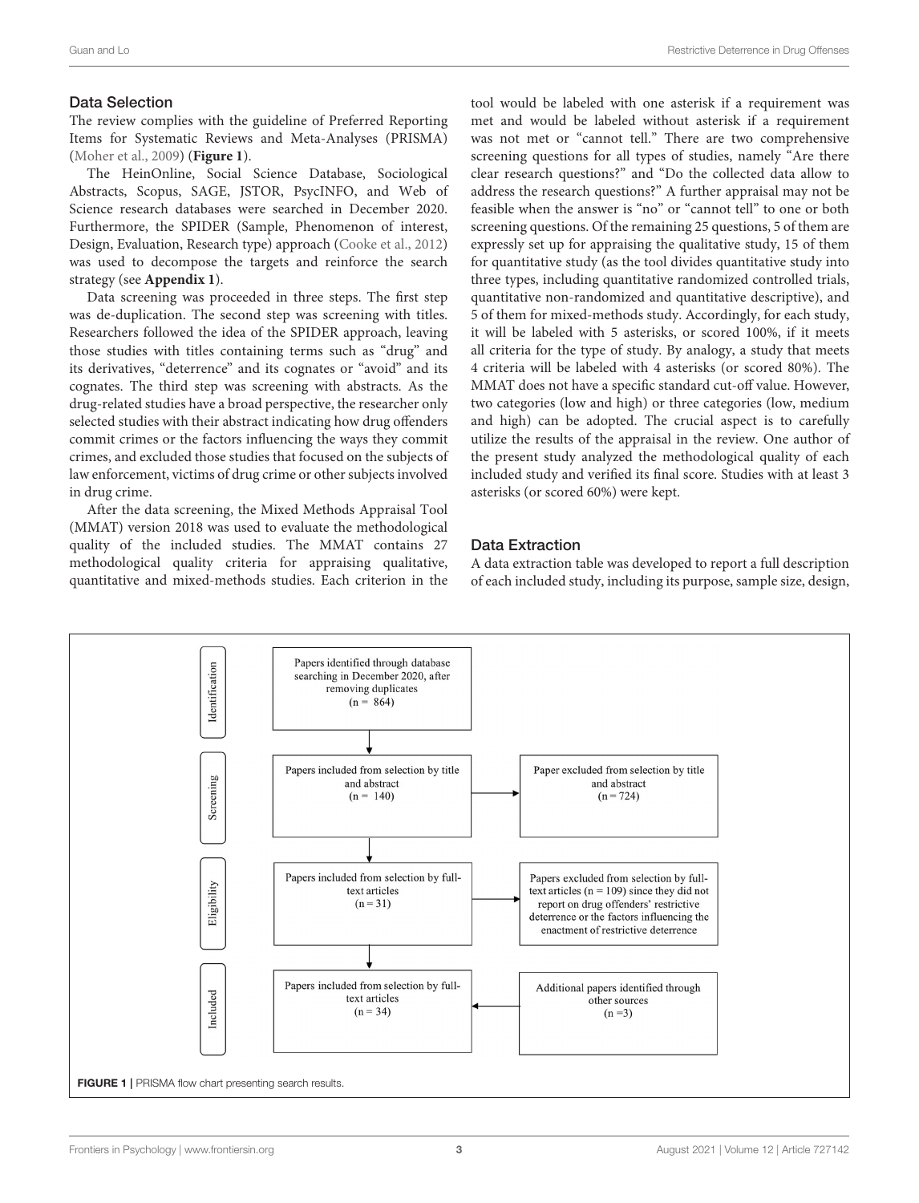## Data Selection

The review complies with the guideline of Preferred Reporting Items for Systematic Reviews and Meta-Analyses (PRISMA) (Moher et al., 2009) (**Figure 1**).

The HeinOnline, Social Science Database, Sociological Abstracts, Scopus, SAGE, JSTOR, PsycINFO, and Web of Science research databases were searched in December 2020. Furthermore, the SPIDER (Sample, Phenomenon of interest, Design, Evaluation, Research type) approach (Cooke et al., 2012) was used to decompose the targets and reinforce the search strategy (see **Appendix 1**).

Data screening was proceeded in three steps. The first step was de-duplication. The second step was screening with titles. Researchers followed the idea of the SPIDER approach, leaving those studies with titles containing terms such as "drug" and its derivatives, "deterrence" and its cognates or "avoid" and its cognates. The third step was screening with abstracts. As the drug-related studies have a broad perspective, the researcher only selected studies with their abstract indicating how drug offenders commit crimes or the factors influencing the ways they commit crimes, and excluded those studies that focused on the subjects of law enforcement, victims of drug crime or other subjects involved in drug crime.

After the data screening, the Mixed Methods Appraisal Tool (MMAT) version 2018 was used to evaluate the methodological quality of the included studies. The MMAT contains 27 methodological quality criteria for appraising qualitative, quantitative and mixed-methods studies. Each criterion in the tool would be labeled with one asterisk if a requirement was met and would be labeled without asterisk if a requirement was not met or "cannot tell." There are two comprehensive screening questions for all types of studies, namely "Are there clear research questions?" and "Do the collected data allow to address the research questions?" A further appraisal may not be feasible when the answer is "no" or "cannot tell" to one or both screening questions. Of the remaining 25 questions, 5 of them are expressly set up for appraising the qualitative study, 15 of them for quantitative study (as the tool divides quantitative study into three types, including quantitative randomized controlled trials, quantitative non-randomized and quantitative descriptive), and 5 of them for mixed-methods study. Accordingly, for each study, it will be labeled with 5 asterisks, or scored 100%, if it meets all criteria for the type of study. By analogy, a study that meets 4 criteria will be labeled with 4 asterisks (or scored 80%). The MMAT does not have a specific standard cut-off value. However, two categories (low and high) or three categories (low, medium and high) can be adopted. The crucial aspect is to carefully utilize the results of the appraisal in the review. One author of the present study analyzed the methodological quality of each included study and verified its final score. Studies with at least 3 asterisks (or scored 60%) were kept.

## Data Extraction

A data extraction table was developed to report a full description of each included study, including its purpose, sample size, design,

**Identification**

- Papers identified through database searching in December 2020, after removing duplicates (n = 864)

**Screening**

- Papers included from selection by title and abstract (n = 140)
- Paper excluded from selection by title and abstract (n = 724)

**Eligibility**

- Papers included from selection by full-text articles (n = 31)
- Papers excluded from selection by full-text articles (n = 109) since they did not report on drug offenders' restrictive deterrence or the factors influencing the enactment of restrictive deterrence

**Included**

- Papers included from selection by full-text articles (n = 34)
- Additional papers identified through other sources (n = 3)

**FIGURE 1** | PRISMA flow chart presenting search results.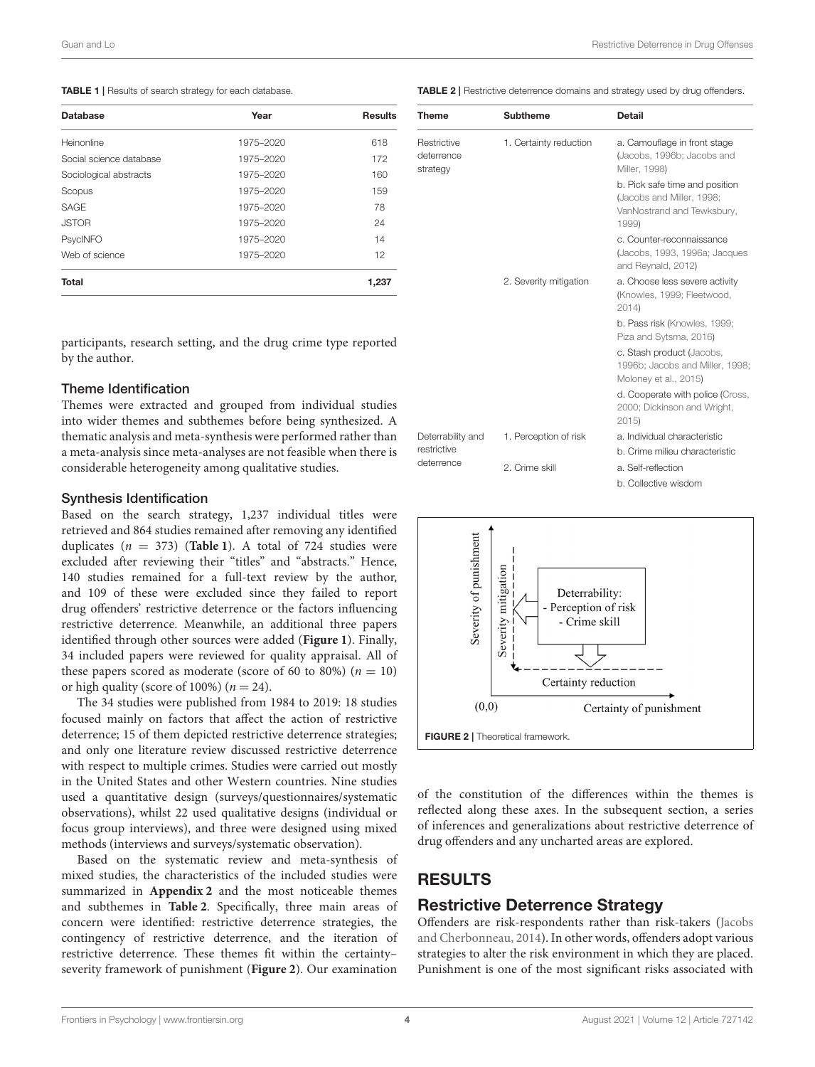**TABLE 1** | Results of search strategy for each database.

| Database | Year | Results |
|---|---|---|
| Heinonline | 1975–2020 | 618 |
| Social science database | 1975–2020 | 172 |
| Sociological abstracts | 1975–2020 | 160 |
| Scopus | 1975–2020 | 159 |
| SAGE | 1975–2020 | 78 |
| JSTOR | 1975–2020 | 24 |
| PsycINFO | 1975–2020 | 14 |
| Web of science | 1975–2020 | 12 |
| **Total** | | **1,237** |

participants, research setting, and the drug crime type reported by the author.

### Theme Identification

Themes were extracted and grouped from individual studies into wider themes and subthemes before being synthesized. A thematic analysis and meta-synthesis were performed rather than a meta-analysis since meta-analyses are not feasible when there is considerable heterogeneity among qualitative studies.

### Synthesis Identification

Based on the search strategy, 1,237 individual titles were retrieved and 864 studies remained after removing any identified duplicates ($n = 373$) (**Table 1**). A total of 724 studies were excluded after reviewing their "titles" and "abstracts." Hence, 140 studies remained for a full-text review by the author, and 109 of these were excluded since they failed to report drug offenders' restrictive deterrence or the factors influencing restrictive deterrence. Meanwhile, an additional three papers identified through other sources were added (**Figure 1**). Finally, 34 included papers were reviewed for quality appraisal. All of these papers scored as moderate (score of 60 to 80%) ($n = 10$) or high quality (score of 100%) ($n = 24$).

The 34 studies were published from 1984 to 2019: 18 studies focused mainly on factors that affect the action of restrictive deterrence; 15 of them depicted restrictive deterrence strategies; and only one literature review discussed restrictive deterrence with respect to multiple crimes. Studies were carried out mostly in the United States and other Western countries. Nine studies used a quantitative design (surveys/questionnaires/systematic observations), whilst 22 used qualitative designs (individual or focus group interviews), and three were designed using mixed methods (interviews and surveys/systematic observation).

Based on the systematic review and meta-synthesis of mixed studies, the characteristics of the included studies were summarized in **Appendix 2** and the most noticeable themes and subthemes in **Table 2**. Specifically, three main areas of concern were identified: restrictive deterrence strategies, the contingency of restrictive deterrence, and the iteration of restrictive deterrence. These themes fit within the certainty–severity framework of punishment (**Figure 2**). Our examination of the constitution of the differences within the themes is reflected along these axes. In the subsequent section, a series of inferences and generalizations about restrictive deterrence of drug offenders and any uncharted areas are explored.

**TABLE 2** | Restrictive deterrence domains and strategy used by drug offenders.

| Theme | Subtheme | Detail |
|---|---|---|
| Restrictive deterrence strategy | 1. Certainty reduction | a. Camouflage in front stage (Jacobs, 1996b; Jacobs and Miller, 1998) |
| | | b. Pick safe time and position (Jacobs and Miller, 1998; VanNostrand and Tewksbury, 1999) |
| | | c. Counter-reconnaissance (Jacobs, 1993, 1996a; Jacques and Reynald, 2012) |
| | 2. Severity mitigation | a. Choose less severe activity (Knowles, 1999; Fleetwood, 2014) |
| | | b. Pass risk (Knowles, 1999; Piza and Sytsma, 2016) |
| | | c. Stash product (Jacobs, 1996b; Jacobs and Miller, 1998; Moloney et al., 2015) |
| | | d. Cooperate with police (Cross, 2000; Dickinson and Wright, 2015) |
| Deterrability and restrictive deterrence | 1. Perception of risk | a. Individual characteristic |
| | | b. Crime milieu characteristic |
| | 2. Crime skill | a. Self-reflection |
| | | b. Collective wisdom |

**FIGURE 2** | Theoretical framework.

## RESULTS

## Restrictive Deterrence Strategy

Offenders are risk-respondents rather than risk-takers (Jacobs and Cherbonneau, 2014). In other words, offenders adopt various strategies to alter the risk environment in which they are placed. Punishment is one of the most significant risks associated with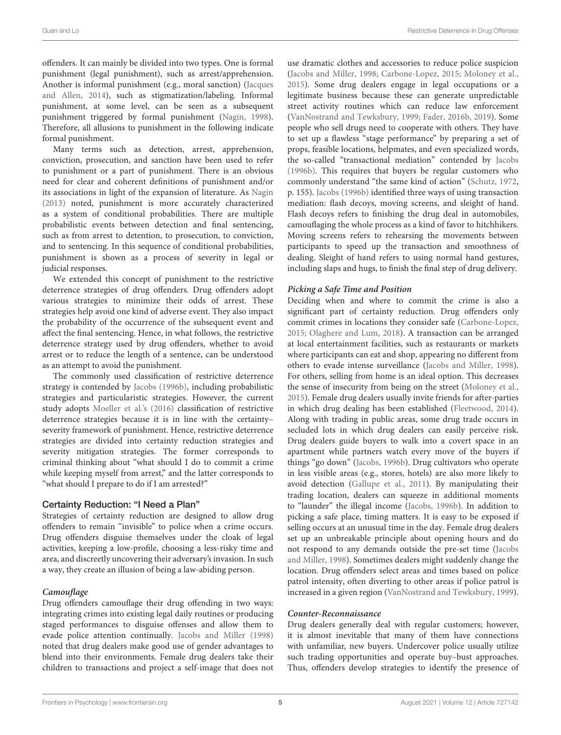offenders. It can mainly be divided into two types. One is formal punishment (legal punishment), such as arrest/apprehension. Another is informal punishment (e.g., moral sanction) (Jacques and Allen, 2014), such as stigmatization/labeling. Informal punishment, at some level, can be seen as a subsequent punishment triggered by formal punishment (Nagin, 1998). Therefore, all allusions to punishment in the following indicate formal punishment.

Many terms such as detection, arrest, apprehension, conviction, prosecution, and sanction have been used to refer to punishment or a part of punishment. There is an obvious need for clear and coherent definitions of punishment and/or its associations in light of the expansion of literature. As Nagin (2013) noted, punishment is more accurately characterized as a system of conditional probabilities. There are multiple probabilistic events between detection and final sentencing, such as from arrest to detention, to prosecution, to conviction, and to sentencing. In this sequence of conditional probabilities, punishment is shown as a process of severity in legal or judicial responses.

We extended this concept of punishment to the restrictive deterrence strategies of drug offenders. Drug offenders adopt various strategies to minimize their odds of arrest. These strategies help avoid one kind of adverse event. They also impact the probability of the occurrence of the subsequent event and affect the final sentencing. Hence, in what follows, the restrictive deterrence strategy used by drug offenders, whether to avoid arrest or to reduce the length of a sentence, can be understood as an attempt to avoid the punishment.

The commonly used classification of restrictive deterrence strategy is contended by Jacobs (1996b), including probabilistic strategies and particularistic strategies. However, the current study adopts Moeller et al.'s (2016) classification of restrictive deterrence strategies because it is in line with the certainty–severity framework of punishment. Hence, restrictive deterrence strategies are divided into certainty reduction strategies and severity mitigation strategies. The former corresponds to criminal thinking about "what should I do to commit a crime while keeping myself from arrest," and the latter corresponds to "what should I prepare to do if I am arrested?"

## Certainty Reduction: "I Need a Plan"

Strategies of certainty reduction are designed to allow drug offenders to remain "invisible" to police when a crime occurs. Drug offenders disguise themselves under the cloak of legal activities, keeping a low-profile, choosing a less-risky time and area, and discreetly uncovering their adversary's invasion. In such a way, they create an illusion of being a law-abiding person.

### *Camouflage*

Drug offenders camouflage their drug offending in two ways: integrating crimes into existing legal daily routines or producing staged performances to disguise offenses and allow them to evade police attention continually. Jacobs and Miller (1998) noted that drug dealers make good use of gender advantages to blend into their environments. Female drug dealers take their children to transactions and project a self-image that does not use dramatic clothes and accessories to reduce police suspicion (Jacobs and Miller, 1998; Carbone-Lopez, 2015; Moloney et al., 2015). Some drug dealers engage in legal occupations or a legitimate business because these can generate unpredictable street activity routines which can reduce law enforcement (VanNostrand and Tewksbury, 1999; Fader, 2016b, 2019). Some people who sell drugs need to cooperate with others. They have to set up a flawless "stage performance" by preparing a set of props, feasible locations, helpmates, and even specialized words, the so-called "transactional mediation" contended by Jacobs (1996b). This requires that buyers be regular customers who commonly understand "the same kind of action" (Schutz, 1972, p. 155). Jacobs (1996b) identified three ways of using transaction mediation: flash decoys, moving screens, and sleight of hand. Flash decoys refers to finishing the drug deal in automobiles, camouflaging the whole process as a kind of favor to hitchhikers. Moving screens refers to rehearsing the movements between participants to speed up the transaction and smoothness of dealing. Sleight of hand refers to using normal hand gestures, including slaps and hugs, to finish the final step of drug delivery.

### *Picking a Safe Time and Position*

Deciding when and where to commit the crime is also a significant part of certainty reduction. Drug offenders only commit crimes in locations they consider safe (Carbone-Lopez, 2015; Olaghere and Lum, 2018). A transaction can be arranged at local entertainment facilities, such as restaurants or markets where participants can eat and shop, appearing no different from others to evade intense surveillance (Jacobs and Miller, 1998). For others, selling from home is an ideal option. This decreases the sense of insecurity from being on the street (Moloney et al., 2015). Female drug dealers usually invite friends for after-parties in which drug dealing has been established (Fleetwood, 2014). Along with trading in public areas, some drug trade occurs in secluded lots in which drug dealers can easily perceive risk. Drug dealers guide buyers to walk into a covert space in an apartment while partners watch every move of the buyers if things "go down" (Jacobs, 1996b). Drug cultivators who operate in less visible areas (e.g., stores, hotels) are also more likely to avoid detection (Gallupe et al., 2011). By manipulating their trading location, dealers can squeeze in additional moments to "launder" the illegal income (Jacobs, 1996b). In addition to picking a safe place, timing matters. It is easy to be exposed if selling occurs at an unusual time in the day. Female drug dealers set up an unbreakable principle about opening hours and do not respond to any demands outside the pre-set time (Jacobs and Miller, 1998). Sometimes dealers might suddenly change the location. Drug offenders select areas and times based on police patrol intensity, often diverting to other areas if police patrol is increased in a given region (VanNostrand and Tewksbury, 1999).

### *Counter-Reconnaissance*

Drug dealers generally deal with regular customers; however, it is almost inevitable that many of them have connections with unfamiliar, new buyers. Undercover police usually utilize such trading opportunities and operate buy–bust approaches. Thus, offenders develop strategies to identify the presence of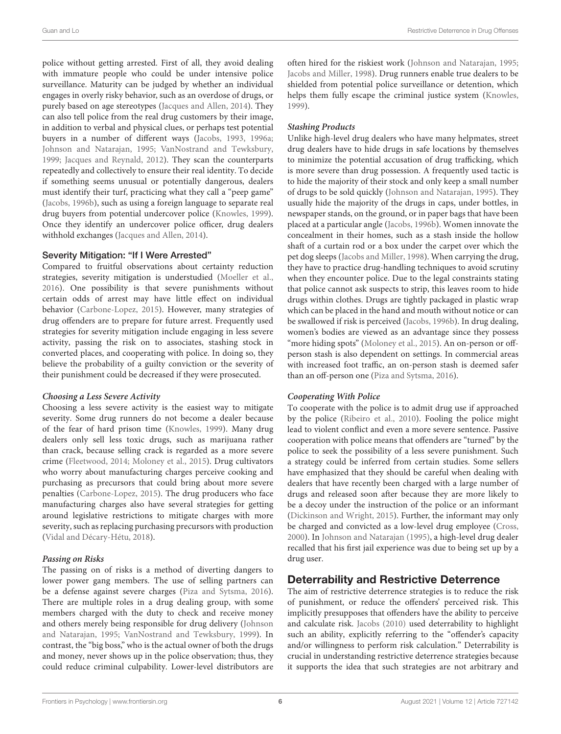police without getting arrested. First of all, they avoid dealing with immature people who could be under intensive police surveillance. Maturity can be judged by whether an individual engages in overly risky behavior, such as an overdose of drugs, or purely based on age stereotypes (Jacques and Allen, 2014). They can also tell police from the real drug customers by their image, in addition to verbal and physical clues, or perhaps test potential buyers in a number of different ways (Jacobs, 1993, 1996a; Johnson and Natarajan, 1995; VanNostrand and Tewksbury, 1999; Jacques and Reynald, 2012). They scan the counterparts repeatedly and collectively to ensure their real identity. To decide if something seems unusual or potentially dangerous, dealers must identify their turf, practicing what they call a "peep game" (Jacobs, 1996b), such as using a foreign language to separate real drug buyers from potential undercover police (Knowles, 1999). Once they identify an undercover police officer, drug dealers withhold exchanges (Jacques and Allen, 2014).

### Severity Mitigation: "If I Were Arrested"

Compared to fruitful observations about certainty reduction strategies, severity mitigation is understudied (Moeller et al., 2016). One possibility is that severe punishments without certain odds of arrest may have little effect on individual behavior (Carbone-Lopez, 2015). However, many strategies of drug offenders are to prepare for future arrest. Frequently used strategies for severity mitigation include engaging in less severe activity, passing the risk on to associates, stashing stock in converted places, and cooperating with police. In doing so, they believe the probability of a guilty conviction or the severity of their punishment could be decreased if they were prosecuted.

#### Choosing a Less Severe Activity

Choosing a less severe activity is the easiest way to mitigate severity. Some drug runners do not become a dealer because of the fear of hard prison time (Knowles, 1999). Many drug dealers only sell less toxic drugs, such as marijuana rather than crack, because selling crack is regarded as a more severe crime (Fleetwood, 2014; Moloney et al., 2015). Drug cultivators who worry about manufacturing charges perceive cooking and purchasing as precursors that could bring about more severe penalties (Carbone-Lopez, 2015). The drug producers who face manufacturing charges also have several strategies for getting around legislative restrictions to mitigate charges with more severity, such as replacing purchasing precursors with production (Vidal and Décary-Hétu, 2018).

#### Passing on Risks

The passing on of risks is a method of diverting dangers to lower power gang members. The use of selling partners can be a defense against severe charges (Piza and Sytsma, 2016). There are multiple roles in a drug dealing group, with some members charged with the duty to check and receive money and others merely being responsible for drug delivery (Johnson and Natarajan, 1995; VanNostrand and Tewksbury, 1999). In contrast, the "big boss," who is the actual owner of both the drugs and money, never shows up in the police observation; thus, they could reduce criminal culpability. Lower-level distributors are often hired for the riskiest work (Johnson and Natarajan, 1995; Jacobs and Miller, 1998). Drug runners enable true dealers to be shielded from potential police surveillance or detention, which helps them fully escape the criminal justice system (Knowles, 1999).

#### Stashing Products

Unlike high-level drug dealers who have many helpmates, street drug dealers have to hide drugs in safe locations by themselves to minimize the potential accusation of drug trafficking, which is more severe than drug possession. A frequently used tactic is to hide the majority of their stock and only keep a small number of drugs to be sold quickly (Johnson and Natarajan, 1995). They usually hide the majority of the drugs in caps, under bottles, in newspaper stands, on the ground, or in paper bags that have been placed at a particular angle (Jacobs, 1996b). Women innovate the concealment in their homes, such as a stash inside the hollow shaft of a curtain rod or a box under the carpet over which the pet dog sleeps (Jacobs and Miller, 1998). When carrying the drug, they have to practice drug-handling techniques to avoid scrutiny when they encounter police. Due to the legal constraints stating that police cannot ask suspects to strip, this leaves room to hide drugs within clothes. Drugs are tightly packaged in plastic wrap which can be placed in the hand and mouth without notice or can be swallowed if risk is perceived (Jacobs, 1996b). In drug dealing, women's bodies are viewed as an advantage since they possess "more hiding spots" (Moloney et al., 2015). An on-person or off-person stash is also dependent on settings. In commercial areas with increased foot traffic, an on-person stash is deemed safer than an off-person one (Piza and Sytsma, 2016).

#### Cooperating With Police

To cooperate with the police is to admit drug use if approached by the police (Ribeiro et al., 2010). Fooling the police might lead to violent conflict and even a more severe sentence. Passive cooperation with police means that offenders are "turned" by the police to seek the possibility of a less severe punishment. Such a strategy could be inferred from certain studies. Some sellers have emphasized that they should be careful when dealing with dealers that have recently been charged with a large number of drugs and released soon after because they are more likely to be a decoy under the instruction of the police or an informant (Dickinson and Wright, 2015). Further, the informant may only be charged and convicted as a low-level drug employee (Cross, 2000). In Johnson and Natarajan (1995), a high-level drug dealer recalled that his first jail experience was due to being set up by a drug user.

## Deterrability and Restrictive Deterrence

The aim of restrictive deterrence strategies is to reduce the risk of punishment, or reduce the offenders' perceived risk. This implicitly presupposes that offenders have the ability to perceive and calculate risk. Jacobs (2010) used deterrability to highlight such an ability, explicitly referring to the "offender's capacity and/or willingness to perform risk calculation." Deterrability is crucial in understanding restrictive deterrence strategies because it supports the idea that such strategies are not arbitrary and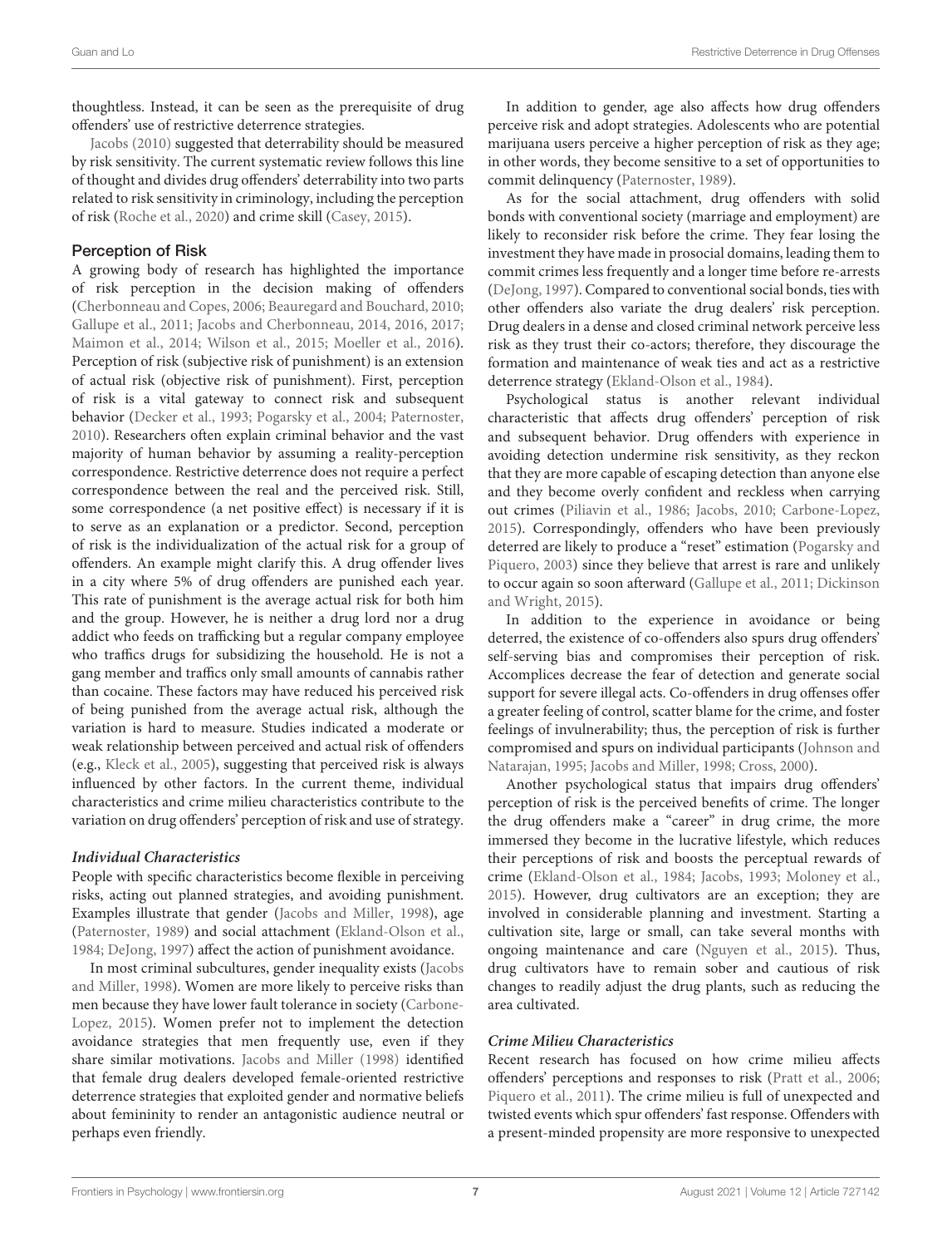thoughtless. Instead, it can be seen as the prerequisite of drug offenders' use of restrictive deterrence strategies.

Jacobs (2010) suggested that deterrability should be measured by risk sensitivity. The current systematic review follows this line of thought and divides drug offenders' deterrability into two parts related to risk sensitivity in criminology, including the perception of risk (Roche et al., 2020) and crime skill (Casey, 2015).

### Perception of Risk

A growing body of research has highlighted the importance of risk perception in the decision making of offenders (Cherbonneau and Copes, 2006; Beauregard and Bouchard, 2010; Gallupe et al., 2011; Jacobs and Cherbonneau, 2014, 2016, 2017; Maimon et al., 2014; Wilson et al., 2015; Moeller et al., 2016). Perception of risk (subjective risk of punishment) is an extension of actual risk (objective risk of punishment). First, perception of risk is a vital gateway to connect risk and subsequent behavior (Decker et al., 1993; Pogarsky et al., 2004; Paternoster, 2010). Researchers often explain criminal behavior and the vast majority of human behavior by assuming a reality-perception correspondence. Restrictive deterrence does not require a perfect correspondence between the real and the perceived risk. Still, some correspondence (a net positive effect) is necessary if it is to serve as an explanation or a predictor. Second, perception of risk is the individualization of the actual risk for a group of offenders. An example might clarify this. A drug offender lives in a city where 5% of drug offenders are punished each year. This rate of punishment is the average actual risk for both him and the group. However, he is neither a drug lord nor a drug addict who feeds on trafficking but a regular company employee who traffics drugs for subsidizing the household. He is not a gang member and traffics only small amounts of cannabis rather than cocaine. These factors may have reduced his perceived risk of being punished from the average actual risk, although the variation is hard to measure. Studies indicated a moderate or weak relationship between perceived and actual risk of offenders (e.g., Kleck et al., 2005), suggesting that perceived risk is always influenced by other factors. In the current theme, individual characteristics and crime milieu characteristics contribute to the variation on drug offenders' perception of risk and use of strategy.

#### *Individual Characteristics*

People with specific characteristics become flexible in perceiving risks, acting out planned strategies, and avoiding punishment. Examples illustrate that gender (Jacobs and Miller, 1998), age (Paternoster, 1989) and social attachment (Ekland-Olson et al., 1984; DeJong, 1997) affect the action of punishment avoidance.

In most criminal subcultures, gender inequality exists (Jacobs and Miller, 1998). Women are more likely to perceive risks than men because they have lower fault tolerance in society (Carbone-Lopez, 2015). Women prefer not to implement the detection avoidance strategies that men frequently use, even if they share similar motivations. Jacobs and Miller (1998) identified that female drug dealers developed female-oriented restrictive deterrence strategies that exploited gender and normative beliefs about femininity to render an antagonistic audience neutral or perhaps even friendly.

In addition to gender, age also affects how drug offenders perceive risk and adopt strategies. Adolescents who are potential marijuana users perceive a higher perception of risk as they age; in other words, they become sensitive to a set of opportunities to commit delinquency (Paternoster, 1989).

As for the social attachment, drug offenders with solid bonds with conventional society (marriage and employment) are likely to reconsider risk before the crime. They fear losing the investment they have made in prosocial domains, leading them to commit crimes less frequently and a longer time before re-arrests (DeJong, 1997). Compared to conventional social bonds, ties with other offenders also variate the drug dealers' risk perception. Drug dealers in a dense and closed criminal network perceive less risk as they trust their co-actors; therefore, they discourage the formation and maintenance of weak ties and act as a restrictive deterrence strategy (Ekland-Olson et al., 1984).

Psychological status is another relevant individual characteristic that affects drug offenders' perception of risk and subsequent behavior. Drug offenders with experience in avoiding detection undermine risk sensitivity, as they reckon that they are more capable of escaping detection than anyone else and they become overly confident and reckless when carrying out crimes (Piliavin et al., 1986; Jacobs, 2010; Carbone-Lopez, 2015). Correspondingly, offenders who have been previously deterred are likely to produce a "reset" estimation (Pogarsky and Piquero, 2003) since they believe that arrest is rare and unlikely to occur again so soon afterward (Gallupe et al., 2011; Dickinson and Wright, 2015).

In addition to the experience in avoidance or being deterred, the existence of co-offenders also spurs drug offenders' self-serving bias and compromises their perception of risk. Accomplices decrease the fear of detection and generate social support for severe illegal acts. Co-offenders in drug offenses offer a greater feeling of control, scatter blame for the crime, and foster feelings of invulnerability; thus, the perception of risk is further compromised and spurs on individual participants (Johnson and Natarajan, 1995; Jacobs and Miller, 1998; Cross, 2000).

Another psychological status that impairs drug offenders' perception of risk is the perceived benefits of crime. The longer the drug offenders make a "career" in drug crime, the more immersed they become in the lucrative lifestyle, which reduces their perceptions of risk and boosts the perceptual rewards of crime (Ekland-Olson et al., 1984; Jacobs, 1993; Moloney et al., 2015). However, drug cultivators are an exception; they are involved in considerable planning and investment. Starting a cultivation site, large or small, can take several months with ongoing maintenance and care (Nguyen et al., 2015). Thus, drug cultivators have to remain sober and cautious of risk changes to readily adjust the drug plants, such as reducing the area cultivated.

#### *Crime Milieu Characteristics*

Recent research has focused on how crime milieu affects offenders' perceptions and responses to risk (Pratt et al., 2006; Piquero et al., 2011). The crime milieu is full of unexpected and twisted events which spur offenders' fast response. Offenders with a present-minded propensity are more responsive to unexpected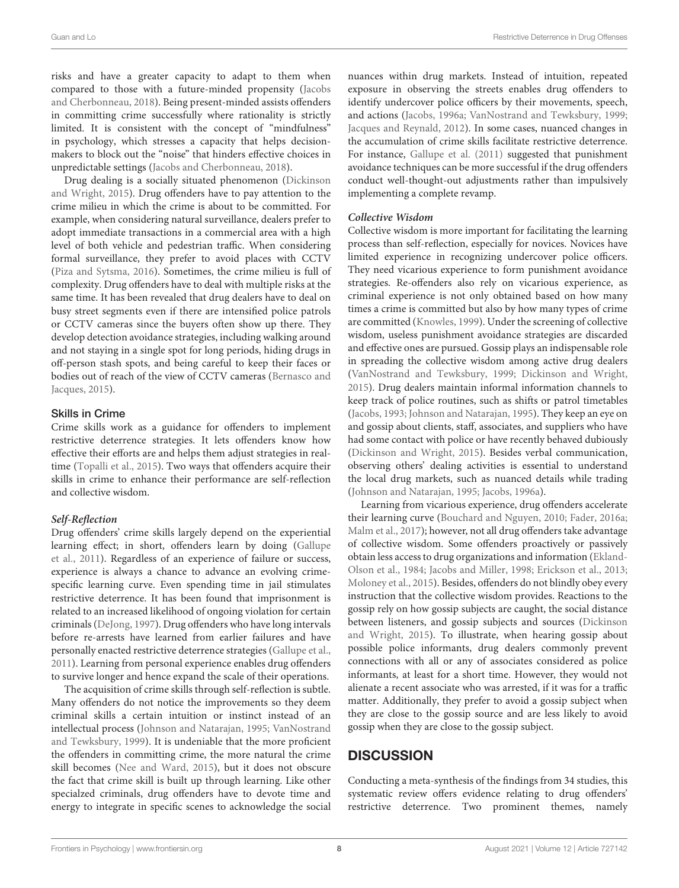risks and have a greater capacity to adapt to them when compared to those with a future-minded propensity (Jacobs and Cherbonneau, 2018). Being present-minded assists offenders in committing crime successfully where rationality is strictly limited. It is consistent with the concept of "mindfulness" in psychology, which stresses a capacity that helps decision-makers to block out the "noise" that hinders effective choices in unpredictable settings (Jacobs and Cherbonneau, 2018).

Drug dealing is a socially situated phenomenon (Dickinson and Wright, 2015). Drug offenders have to pay attention to the crime milieu in which the crime is about to be committed. For example, when considering natural surveillance, dealers prefer to adopt immediate transactions in a commercial area with a high level of both vehicle and pedestrian traffic. When considering formal surveillance, they prefer to avoid places with CCTV (Piza and Sytsma, 2016). Sometimes, the crime milieu is full of complexity. Drug offenders have to deal with multiple risks at the same time. It has been revealed that drug dealers have to deal on busy street segments even if there are intensified police patrols or CCTV cameras since the buyers often show up there. They develop detection avoidance strategies, including walking around and not staying in a single spot for long periods, hiding drugs in off-person stash spots, and being careful to keep their faces or bodies out of reach of the view of CCTV cameras (Bernasco and Jacques, 2015).

### Skills in Crime

Crime skills work as a guidance for offenders to implement restrictive deterrence strategies. It lets offenders know how effective their efforts are and helps them adjust strategies in real-time (Topalli et al., 2015). Two ways that offenders acquire their skills in crime to enhance their performance are self-reflection and collective wisdom.

#### *Self-Reflection*

Drug offenders' crime skills largely depend on the experiential learning effect; in short, offenders learn by doing (Gallupe et al., 2011). Regardless of an experience of failure or success, experience is always a chance to advance an evolving crime-specific learning curve. Even spending time in jail stimulates restrictive deterrence. It has been found that imprisonment is related to an increased likelihood of ongoing violation for certain criminals (DeJong, 1997). Drug offenders who have long intervals before re-arrests have learned from earlier failures and have personally enacted restrictive deterrence strategies (Gallupe et al., 2011). Learning from personal experience enables drug offenders to survive longer and hence expand the scale of their operations.

The acquisition of crime skills through self-reflection is subtle. Many offenders do not notice the improvements so they deem criminal skills a certain intuition or instinct instead of an intellectual process (Johnson and Natarajan, 1995; VanNostrand and Tewksbury, 1999). It is undeniable that the more proficient the offenders in committing crime, the more natural the crime skill becomes (Nee and Ward, 2015), but it does not obscure the fact that crime skill is built up through learning. Like other specialzed criminals, drug offenders have to devote time and energy to integrate in specific scenes to acknowledge the social nuances within drug markets. Instead of intuition, repeated exposure in observing the streets enables drug offenders to identify undercover police officers by their movements, speech, and actions (Jacobs, 1996a; VanNostrand and Tewksbury, 1999; Jacques and Reynald, 2012). In some cases, nuanced changes in the accumulation of crime skills facilitate restrictive deterrence. For instance, Gallupe et al. (2011) suggested that punishment avoidance techniques can be more successful if the drug offenders conduct well-thought-out adjustments rather than impulsively implementing a complete revamp.

#### *Collective Wisdom*

Collective wisdom is more important for facilitating the learning process than self-reflection, especially for novices. Novices have limited experience in recognizing undercover police officers. They need vicarious experience to form punishment avoidance strategies. Re-offenders also rely on vicarious experience, as criminal experience is not only obtained based on how many times a crime is committed but also by how many types of crime are committed (Knowles, 1999). Under the screening of collective wisdom, useless punishment avoidance strategies are discarded and effective ones are pursued. Gossip plays an indispensable role in spreading the collective wisdom among active drug dealers (VanNostrand and Tewksbury, 1999; Dickinson and Wright, 2015). Drug dealers maintain informal information channels to keep track of police routines, such as shifts or patrol timetables (Jacobs, 1993; Johnson and Natarajan, 1995). They keep an eye on and gossip about clients, staff, associates, and suppliers who have had some contact with police or have recently behaved dubiously (Dickinson and Wright, 2015). Besides verbal communication, observing others' dealing activities is essential to understand the local drug markets, such as nuanced details while trading (Johnson and Natarajan, 1995; Jacobs, 1996a).

Learning from vicarious experience, drug offenders accelerate their learning curve (Bouchard and Nguyen, 2010; Fader, 2016a; Malm et al., 2017); however, not all drug offenders take advantage of collective wisdom. Some offenders proactively or passively obtain less access to drug organizations and information (Ekland-Olson et al., 1984; Jacobs and Miller, 1998; Erickson et al., 2013; Moloney et al., 2015). Besides, offenders do not blindly obey every instruction that the collective wisdom provides. Reactions to the gossip rely on how gossip subjects are caught, the social distance between listeners, and gossip subjects and sources (Dickinson and Wright, 2015). To illustrate, when hearing gossip about possible police informants, drug dealers commonly prevent connections with all or any of associates considered as police informants, at least for a short time. However, they would not alienate a recent associate who was arrested, if it was for a traffic matter. Additionally, they prefer to avoid a gossip subject when they are close to the gossip source and are less likely to avoid gossip when they are close to the gossip subject.

## DISCUSSION

Conducting a meta-synthesis of the findings from 34 studies, this systematic review offers evidence relating to drug offenders' restrictive deterrence. Two prominent themes, namely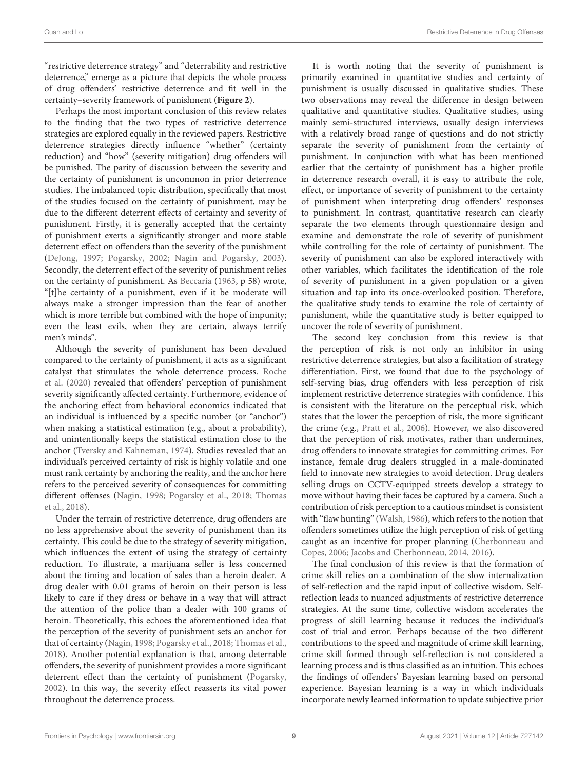"restrictive deterrence strategy" and "deterrability and restrictive deterrence," emerge as a picture that depicts the whole process of drug offenders' restrictive deterrence and fit well in the certainty–severity framework of punishment (**Figure 2**).

Perhaps the most important conclusion of this review relates to the finding that the two types of restrictive deterrence strategies are explored equally in the reviewed papers. Restrictive deterrence strategies directly influence "whether" (certainty reduction) and "how" (severity mitigation) drug offenders will be punished. The parity of discussion between the severity and the certainty of punishment is uncommon in prior deterrence studies. The imbalanced topic distribution, specifically that most of the studies focused on the certainty of punishment, may be due to the different deterrent effects of certainty and severity of punishment. Firstly, it is generally accepted that the certainty of punishment exerts a significantly stronger and more stable deterrent effect on offenders than the severity of the punishment (DeJong, 1997; Pogarsky, 2002; Nagin and Pogarsky, 2003). Secondly, the deterrent effect of the severity of punishment relies on the certainty of punishment. As Beccaria (1963, p 58) wrote, "[t]he certainty of a punishment, even if it be moderate will always make a stronger impression than the fear of another which is more terrible but combined with the hope of impunity; even the least evils, when they are certain, always terrify men's minds".

Although the severity of punishment has been devalued compared to the certainty of punishment, it acts as a significant catalyst that stimulates the whole deterrence process. Roche et al. (2020) revealed that offenders' perception of punishment severity significantly affected certainty. Furthermore, evidence of the anchoring effect from behavioral economics indicated that an individual is influenced by a specific number (or "anchor") when making a statistical estimation (e.g., about a probability), and unintentionally keeps the statistical estimation close to the anchor (Tversky and Kahneman, 1974). Studies revealed that an individual's perceived certainty of risk is highly volatile and one must rank certainty by anchoring the reality, and the anchor here refers to the perceived severity of consequences for committing different offenses (Nagin, 1998; Pogarsky et al., 2018; Thomas et al., 2018).

Under the terrain of restrictive deterrence, drug offenders are no less apprehensive about the severity of punishment than its certainty. This could be due to the strategy of severity mitigation, which influences the extent of using the strategy of certainty reduction. To illustrate, a marijuana seller is less concerned about the timing and location of sales than a heroin dealer. A drug dealer with 0.01 grams of heroin on their person is less likely to care if they dress or behave in a way that will attract the attention of the police than a dealer with 100 grams of heroin. Theoretically, this echoes the aforementioned idea that the perception of the severity of punishment sets an anchor for that of certainty (Nagin, 1998; Pogarsky et al., 2018; Thomas et al., 2018). Another potential explanation is that, among deterrable offenders, the severity of punishment provides a more significant deterrent effect than the certainty of punishment (Pogarsky, 2002). In this way, the severity effect reasserts its vital power throughout the deterrence process.

It is worth noting that the severity of punishment is primarily examined in quantitative studies and certainty of punishment is usually discussed in qualitative studies. These two observations may reveal the difference in design between qualitative and quantitative studies. Qualitative studies, using mainly semi-structured interviews, usually design interviews with a relatively broad range of questions and do not strictly separate the severity of punishment from the certainty of punishment. In conjunction with what has been mentioned earlier that the certainty of punishment has a higher profile in deterrence research overall, it is easy to attribute the role, effect, or importance of severity of punishment to the certainty of punishment when interpreting drug offenders' responses to punishment. In contrast, quantitative research can clearly separate the two elements through questionnaire design and examine and demonstrate the role of severity of punishment while controlling for the role of certainty of punishment. The severity of punishment can also be explored interactively with other variables, which facilitates the identification of the role of severity of punishment in a given population or a given situation and tap into its once-overlooked position. Therefore, the qualitative study tends to examine the role of certainty of punishment, while the quantitative study is better equipped to uncover the role of severity of punishment.

The second key conclusion from this review is that the perception of risk is not only an inhibitor in using restrictive deterrence strategies, but also a facilitation of strategy differentiation. First, we found that due to the psychology of self-serving bias, drug offenders with less perception of risk implement restrictive deterrence strategies with confidence. This is consistent with the literature on the perceptual risk, which states that the lower the perception of risk, the more significant the crime (e.g., Pratt et al., 2006). However, we also discovered that the perception of risk motivates, rather than undermines, drug offenders to innovate strategies for committing crimes. For instance, female drug dealers struggled in a male-dominated field to innovate new strategies to avoid detection. Drug dealers selling drugs on CCTV-equipped streets develop a strategy to move without having their faces be captured by a camera. Such a contribution of risk perception to a cautious mindset is consistent with "flaw hunting" (Walsh, 1986), which refers to the notion that offenders sometimes utilize the high perception of risk of getting caught as an incentive for proper planning (Cherbonneau and Copes, 2006; Jacobs and Cherbonneau, 2014, 2016).

The final conclusion of this review is that the formation of crime skill relies on a combination of the slow internalization of self-reflection and the rapid input of collective wisdom. Self-reflection leads to nuanced adjustments of restrictive deterrence strategies. At the same time, collective wisdom accelerates the progress of skill learning because it reduces the individual's cost of trial and error. Perhaps because of the two different contributions to the speed and magnitude of crime skill learning, crime skill formed through self-reflection is not considered a learning process and is thus classified as an intuition. This echoes the findings of offenders' Bayesian learning based on personal experience. Bayesian learning is a way in which individuals incorporate newly learned information to update subjective prior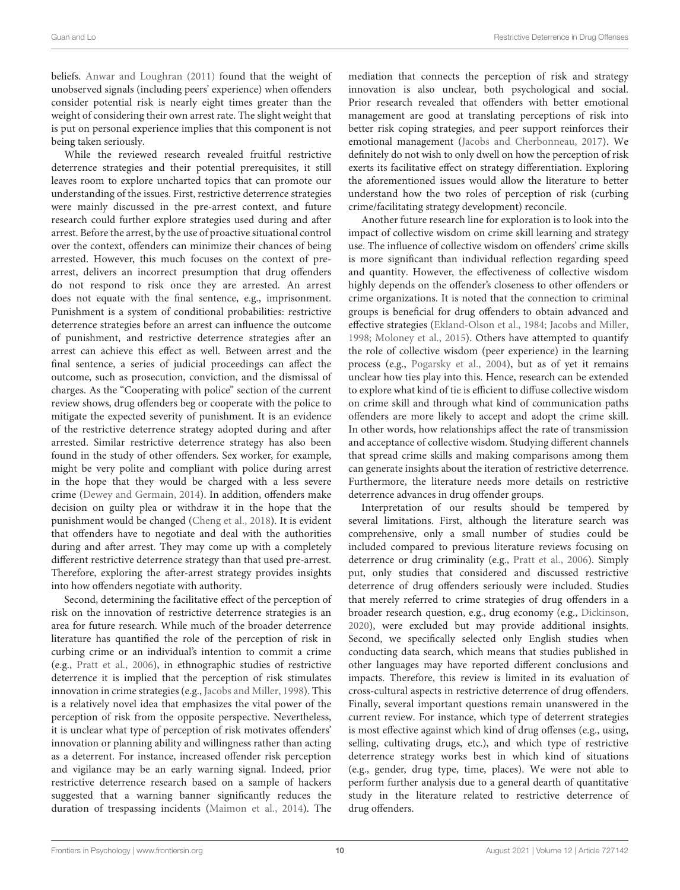beliefs. Anwar and Loughran (2011) found that the weight of unobserved signals (including peers' experience) when offenders consider potential risk is nearly eight times greater than the weight of considering their own arrest rate. The slight weight that is put on personal experience implies that this component is not being taken seriously.

While the reviewed research revealed fruitful restrictive deterrence strategies and their potential prerequisites, it still leaves room to explore uncharted topics that can promote our understanding of the issues. First, restrictive deterrence strategies were mainly discussed in the pre-arrest context, and future research could further explore strategies used during and after arrest. Before the arrest, by the use of proactive situational control over the context, offenders can minimize their chances of being arrested. However, this much focuses on the context of pre-arrest, delivers an incorrect presumption that drug offenders do not respond to risk once they are arrested. An arrest does not equate with the final sentence, e.g., imprisonment. Punishment is a system of conditional probabilities: restrictive deterrence strategies before an arrest can influence the outcome of punishment, and restrictive deterrence strategies after an arrest can achieve this effect as well. Between arrest and the final sentence, a series of judicial proceedings can affect the outcome, such as prosecution, conviction, and the dismissal of charges. As the "Cooperating with police" section of the current review shows, drug offenders beg or cooperate with the police to mitigate the expected severity of punishment. It is an evidence of the restrictive deterrence strategy adopted during and after arrested. Similar restrictive deterrence strategy has also been found in the study of other offenders. Sex worker, for example, might be very polite and compliant with police during arrest in the hope that they would be charged with a less severe crime (Dewey and Germain, 2014). In addition, offenders make decision on guilty plea or withdraw it in the hope that the punishment would be changed (Cheng et al., 2018). It is evident that offenders have to negotiate and deal with the authorities during and after arrest. They may come up with a completely different restrictive deterrence strategy than that used pre-arrest. Therefore, exploring the after-arrest strategy provides insights into how offenders negotiate with authority.

Second, determining the facilitative effect of the perception of risk on the innovation of restrictive deterrence strategies is an area for future research. While much of the broader deterrence literature has quantified the role of the perception of risk in curbing crime or an individual's intention to commit a crime (e.g., Pratt et al., 2006), in ethnographic studies of restrictive deterrence it is implied that the perception of risk stimulates innovation in crime strategies (e.g., Jacobs and Miller, 1998). This is a relatively novel idea that emphasizes the vital power of the perception of risk from the opposite perspective. Nevertheless, it is unclear what type of perception of risk motivates offenders' innovation or planning ability and willingness rather than acting as a deterrent. For instance, increased offender risk perception and vigilance may be an early warning signal. Indeed, prior restrictive deterrence research based on a sample of hackers suggested that a warning banner significantly reduces the duration of trespassing incidents (Maimon et al., 2014). The mediation that connects the perception of risk and strategy innovation is also unclear, both psychological and social. Prior research revealed that offenders with better emotional management are good at translating perceptions of risk into better risk coping strategies, and peer support reinforces their emotional management (Jacobs and Cherbonneau, 2017). We definitely do not wish to only dwell on how the perception of risk exerts its facilitative effect on strategy differentiation. Exploring the aforementioned issues would allow the literature to better understand how the two roles of perception of risk (curbing crime/facilitating strategy development) reconcile.

Another future research line for exploration is to look into the impact of collective wisdom on crime skill learning and strategy use. The influence of collective wisdom on offenders' crime skills is more significant than individual reflection regarding speed and quantity. However, the effectiveness of collective wisdom highly depends on the offender's closeness to other offenders or crime organizations. It is noted that the connection to criminal groups is beneficial for drug offenders to obtain advanced and effective strategies (Ekland-Olson et al., 1984; Jacobs and Miller, 1998; Moloney et al., 2015). Others have attempted to quantify the role of collective wisdom (peer experience) in the learning process (e.g., Pogarsky et al., 2004), but as of yet it remains unclear how ties play into this. Hence, research can be extended to explore what kind of tie is efficient to diffuse collective wisdom on crime skill and through what kind of communication paths offenders are more likely to accept and adopt the crime skill. In other words, how relationships affect the rate of transmission and acceptance of collective wisdom. Studying different channels that spread crime skills and making comparisons among them can generate insights about the iteration of restrictive deterrence. Furthermore, the literature needs more details on restrictive deterrence advances in drug offender groups.

Interpretation of our results should be tempered by several limitations. First, although the literature search was comprehensive, only a small number of studies could be included compared to previous literature reviews focusing on deterrence or drug criminality (e.g., Pratt et al., 2006). Simply put, only studies that considered and discussed restrictive deterrence of drug offenders seriously were included. Studies that merely referred to crime strategies of drug offenders in a broader research question, e.g., drug economy (e.g., Dickinson, 2020), were excluded but may provide additional insights. Second, we specifically selected only English studies when conducting data search, which means that studies published in other languages may have reported different conclusions and impacts. Therefore, this review is limited in its evaluation of cross-cultural aspects in restrictive deterrence of drug offenders. Finally, several important questions remain unanswered in the current review. For instance, which type of deterrent strategies is most effective against which kind of drug offenses (e.g., using, selling, cultivating drugs, etc.), and which type of restrictive deterrence strategy works best in which kind of situations (e.g., gender, drug type, time, places). We were not able to perform further analysis due to a general dearth of quantitative study in the literature related to restrictive deterrence of drug offenders.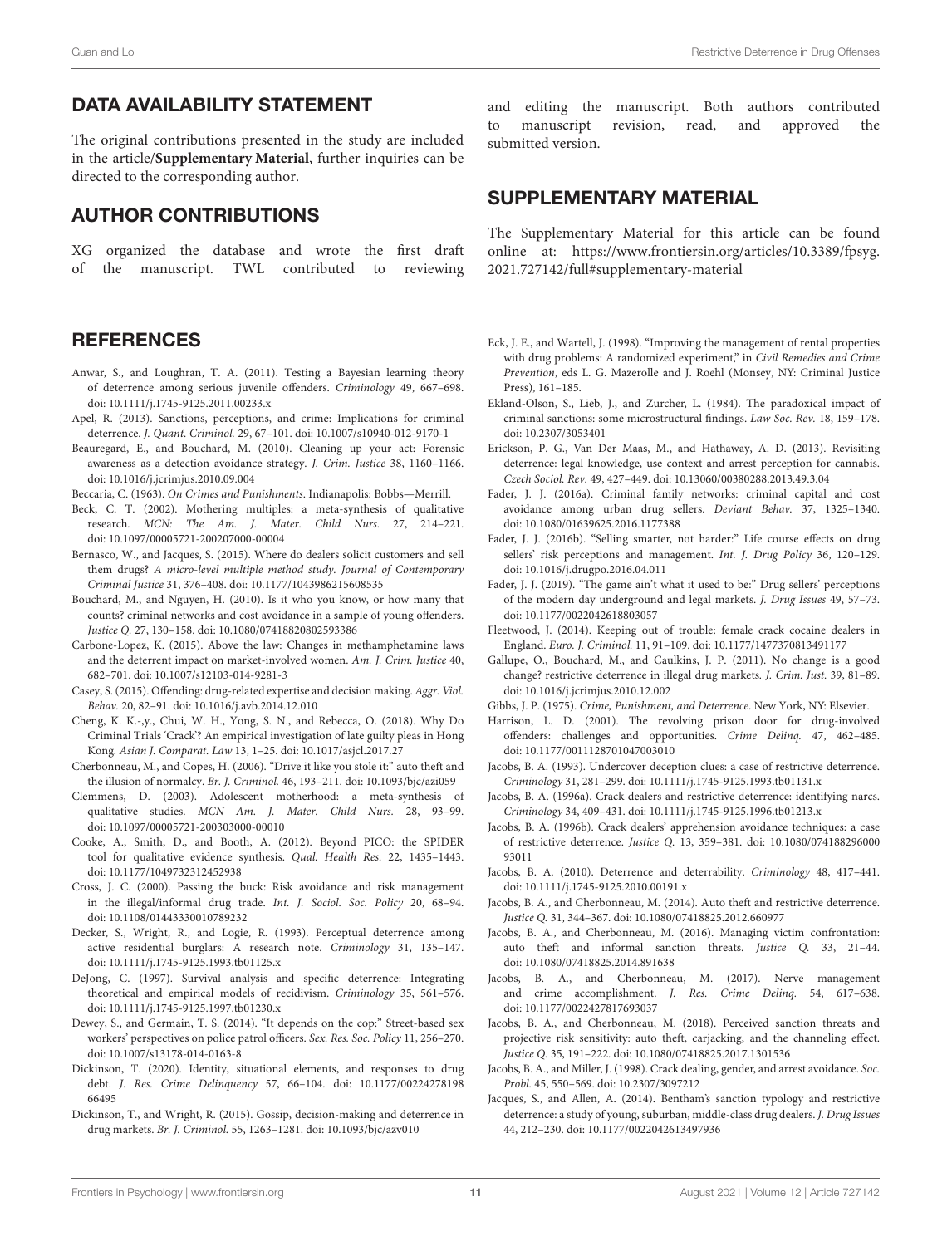## DATA AVAILABILITY STATEMENT

The original contributions presented in the study are included in the article/**Supplementary Material**, further inquiries can be directed to the corresponding author.

## AUTHOR CONTRIBUTIONS

XG organized the database and wrote the first draft of the manuscript. TWL contributed to reviewing and editing the manuscript. Both authors contributed to manuscript revision, read, and approved the submitted version.

## SUPPLEMENTARY MATERIAL

The Supplementary Material for this article can be found online at: https://www.frontiersin.org/articles/10.3389/fpsyg.2021.727142/full#supplementary-material

## REFERENCES

Anwar, S., and Loughran, T. A. (2011). Testing a Bayesian learning theory of deterrence among serious juvenile offenders. *Criminology* 49, 667–698. doi: 10.1111/j.1745-9125.2011.00233.x

Apel, R. (2013). Sanctions, perceptions, and crime: Implications for criminal deterrence. *J. Quant. Criminol.* 29, 67–101. doi: 10.1007/s10940-012-9170-1

Beauregard, E., and Bouchard, M. (2010). Cleaning up your act: Forensic awareness as a detection avoidance strategy. *J. Crim. Justice* 38, 1160–1166. doi: 10.1016/j.jcrimjus.2010.09.004

Beccaria, C. (1963). *On Crimes and Punishments*. Indianapolis: Bobbs—Merrill.

Beck, C. T. (2002). Mothering multiples: a meta-synthesis of qualitative research. *MCN: The Am. J. Mater. Child Nurs.* 27, 214–221. doi: 10.1097/00005721-200207000-00004

Bernasco, W., and Jacques, S. (2015). Where do dealers solicit customers and sell them drugs? *A micro-level multiple method study. Journal of Contemporary Criminal Justice* 31, 376–408. doi: 10.1177/1043986215608535

Bouchard, M., and Nguyen, H. (2010). Is it who you know, or how many that counts? criminal networks and cost avoidance in a sample of young offenders. *Justice Q.* 27, 130–158. doi: 10.1080/07418820802593386

Carbone-Lopez, K. (2015). Above the law: Changes in methamphetamine laws and the deterrent impact on market-involved women. *Am. J. Crim. Justice* 40, 682–701. doi: 10.1007/s12103-014-9281-3

Casey, S. (2015). Offending: drug-related expertise and decision making. *Aggr. Viol. Behav.* 20, 82–91. doi: 10.1016/j.avb.2014.12.010

Cheng, K. K.-,y., Chui, W. H., Yong, S. N., and Rebecca, O. (2018). Why Do Criminal Trials 'Crack'? An empirical investigation of late guilty pleas in Hong Kong. *Asian J. Comparat. Law* 13, 1–25. doi: 10.1017/asjcl.2017.27

Cherbonneau, M., and Copes, H. (2006). "Drive it like you stole it:" auto theft and the illusion of normalcy. *Br. J. Criminol.* 46, 193–211. doi: 10.1093/bjc/azi059

Clemmens, D. (2003). Adolescent motherhood: a meta-synthesis of qualitative studies. *MCN Am. J. Mater. Child Nurs.* 28, 93–99. doi: 10.1097/00005721-200303000-00010

Cooke, A., Smith, D., and Booth, A. (2012). Beyond PICO: the SPIDER tool for qualitative evidence synthesis. *Qual. Health Res.* 22, 1435–1443. doi: 10.1177/1049732312452938

Cross, J. C. (2000). Passing the buck: Risk avoidance and risk management in the illegal/informal drug trade. *Int. J. Sociol. Soc. Policy* 20, 68–94. doi: 10.1108/01443330010789232

Decker, S., Wright, R., and Logie, R. (1993). Perceptual deterrence among active residential burglars: A research note. *Criminology* 31, 135–147. doi: 10.1111/j.1745-9125.1993.tb01125.x

DeJong, C. (1997). Survival analysis and specific deterrence: Integrating theoretical and empirical models of recidivism. *Criminology* 35, 561–576. doi: 10.1111/j.1745-9125.1997.tb01230.x

Dewey, S., and Germain, T. S. (2014). "It depends on the cop:" Street-based sex workers' perspectives on police patrol officers. *Sex. Res. Soc. Policy* 11, 256–270. doi: 10.1007/s13178-014-0163-8

Dickinson, T. (2020). Identity, situational elements, and responses to drug debt. *J. Res. Crime Delinquency* 57, 66–104. doi: 10.1177/0022427819866495

Dickinson, T., and Wright, R. (2015). Gossip, decision-making and deterrence in drug markets. *Br. J. Criminol.* 55, 1263–1281. doi: 10.1093/bjc/azv010

Eck, J. E., and Wartell, J. (1998). "Improving the management of rental properties with drug problems: A randomized experiment," in *Civil Remedies and Crime Prevention*, eds L. G. Mazerolle and J. Roehl (Monsey, NY: Criminal Justice Press), 161–185.

Ekland-Olson, S., Lieb, J., and Zurcher, L. (1984). The paradoxical impact of criminal sanctions: some microstructural findings. *Law Soc. Rev.* 18, 159–178. doi: 10.2307/3053401

Erickson, P. G., Van Der Maas, M., and Hathaway, A. D. (2013). Revisiting deterrence: legal knowledge, use context and arrest perception for cannabis. *Czech Sociol. Rev.* 49, 427–449. doi: 10.13060/00380288.2013.49.3.04

Fader, J. J. (2016a). Criminal family networks: criminal capital and cost avoidance among urban drug sellers. *Deviant Behav.* 37, 1325–1340. doi: 10.1080/01639625.2016.1177388

Fader, J. J. (2016b). "Selling smarter, not harder:" Life course effects on drug sellers' risk perceptions and management. *Int. J. Drug Policy* 36, 120–129. doi: 10.1016/j.drugpo.2016.04.011

Fader, J. J. (2019). "The game ain't what it used to be:" Drug sellers' perceptions of the modern day underground and legal markets. *J. Drug Issues* 49, 57–73. doi: 10.1177/0022042618803057

Fleetwood, J. (2014). Keeping out of trouble: female crack cocaine dealers in England. *Euro. J. Criminol.* 11, 91–109. doi: 10.1177/1477370813491177

Gallupe, O., Bouchard, M., and Caulkins, J. P. (2011). No change is a good change? restrictive deterrence in illegal drug markets. *J. Crim. Just.* 39, 81–89. doi: 10.1016/j.jcrimjus.2010.12.002

Gibbs, J. P. (1975). *Crime, Punishment, and Deterrence*. New York, NY: Elsevier.

Harrison, L. D. (2001). The revolving prison door for drug-involved offenders: challenges and opportunities. *Crime Delinq.* 47, 462–485. doi: 10.1177/0011128701047003010

Jacobs, B. A. (1993). Undercover deception clues: a case of restrictive deterrence. *Criminology* 31, 281–299. doi: 10.1111/j.1745-9125.1993.tb01131.x

Jacobs, B. A. (1996a). Crack dealers and restrictive deterrence: identifying narcs. *Criminology* 34, 409–431. doi: 10.1111/j.1745-9125.1996.tb01213.x

Jacobs, B. A. (1996b). Crack dealers' apprehension avoidance techniques: a case of restrictive deterrence. *Justice Q.* 13, 359–381. doi: 10.1080/07418829600093011

Jacobs, B. A. (2010). Deterrence and deterrability. *Criminology* 48, 417–441. doi: 10.1111/j.1745-9125.2010.00191.x

Jacobs, B. A., and Cherbonneau, M. (2014). Auto theft and restrictive deterrence. *Justice Q.* 31, 344–367. doi: 10.1080/07418825.2012.660977

Jacobs, B. A., and Cherbonneau, M. (2016). Managing victim confrontation: auto theft and informal sanction threats. *Justice Q.* 33, 21–44. doi: 10.1080/07418825.2014.891638

Jacobs, B. A., and Cherbonneau, M. (2017). Nerve management and crime accomplishment. *J. Res. Crime Delinq.* 54, 617–638. doi: 10.1177/0022427817693037

Jacobs, B. A., and Cherbonneau, M. (2018). Perceived sanction threats and projective risk sensitivity: auto theft, carjacking, and the channeling effect. *Justice Q.* 35, 191–222. doi: 10.1080/07418825.2017.1301536

Jacobs, B. A., and Miller, J. (1998). Crack dealing, gender, and arrest avoidance. *Soc. Probl.* 45, 550–569. doi: 10.2307/3097212

Jacques, S., and Allen, A. (2014). Bentham's sanction typology and restrictive deterrence: a study of young, suburban, middle-class drug dealers. *J. Drug Issues* 44, 212–230. doi: 10.1177/0022042613497936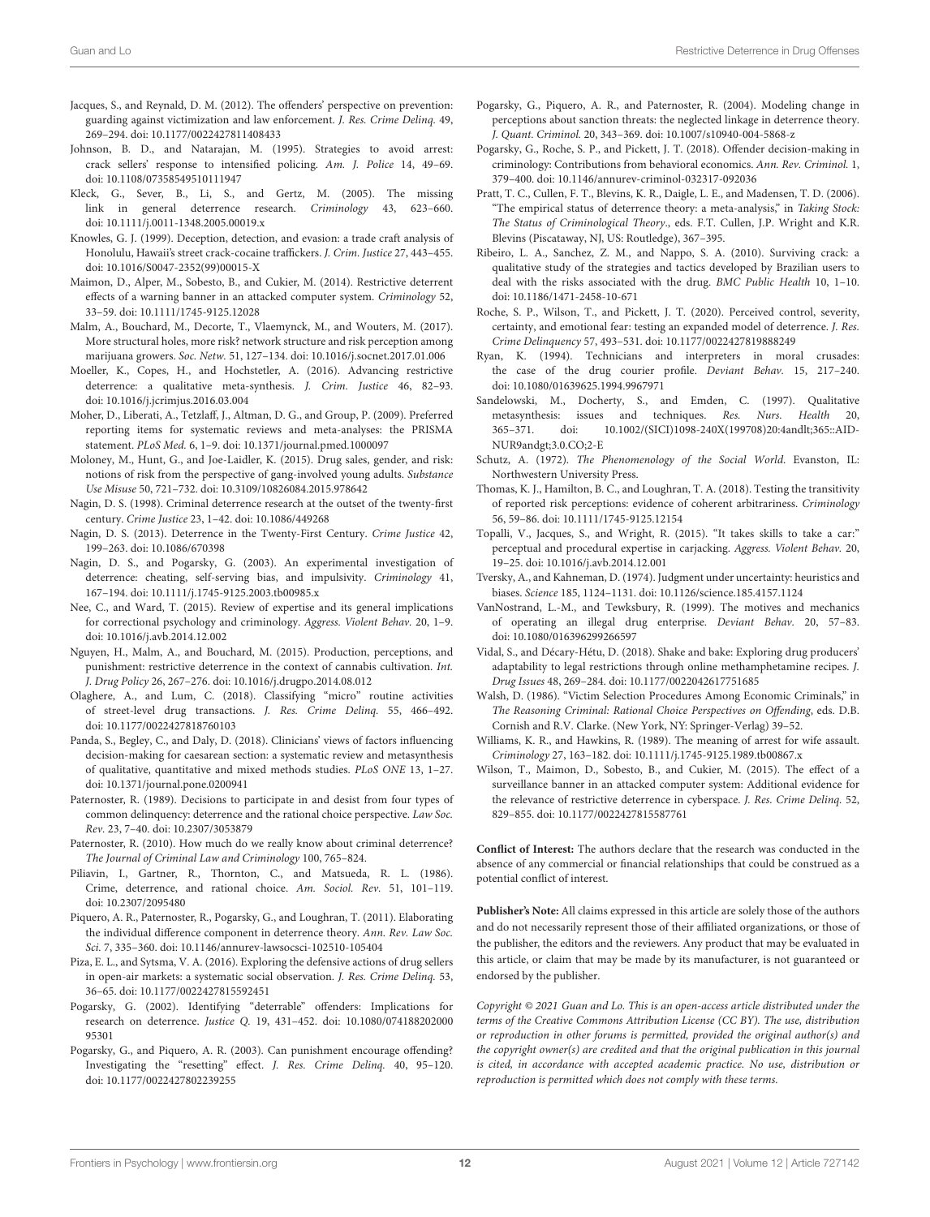Jacques, S., and Reynald, D. M. (2012). The offenders' perspective on prevention: guarding against victimization and law enforcement. *J. Res. Crime Delinq.* 49, 269–294. doi: 10.1177/0022427811408433

Johnson, B. D., and Natarajan, M. (1995). Strategies to avoid arrest: crack sellers' response to intensified policing. *Am. J. Police* 14, 49–69. doi: 10.1108/07358549510111947

Kleck, G., Sever, B., Li, S., and Gertz, M. (2005). The missing link in general deterrence research. *Criminology* 43, 623–660. doi: 10.1111/j.0011-1348.2005.00019.x

Knowles, G. J. (1999). Deception, detection, and evasion: a trade craft analysis of Honolulu, Hawaii's street crack-cocaine traffickers. *J. Crim. Justice* 27, 443–455. doi: 10.1016/S0047-2352(99)00015-X

Maimon, D., Alper, M., Sobesto, B., and Cukier, M. (2014). Restrictive deterrent effects of a warning banner in an attacked computer system. *Criminology* 52, 33–59. doi: 10.1111/1745-9125.12028

Malm, A., Bouchard, M., Decorte, T., Vlaemynck, M., and Wouters, M. (2017). More structural holes, more risk? network structure and risk perception among marijuana growers. *Soc. Netw.* 51, 127–134. doi: 10.1016/j.socnet.2017.01.006

Moeller, K., Copes, H., and Hochstetler, A. (2016). Advancing restrictive deterrence: a qualitative meta-synthesis. *J. Crim. Justice* 46, 82–93. doi: 10.1016/j.jcrimjus.2016.03.004

Moher, D., Liberati, A., Tetzlaff, J., Altman, D. G., and Group, P. (2009). Preferred reporting items for systematic reviews and meta-analyses: the PRISMA statement. *PLoS Med.* 6, 1–9. doi: 10.1371/journal.pmed.1000097

Moloney, M., Hunt, G., and Joe-Laidler, K. (2015). Drug sales, gender, and risk: notions of risk from the perspective of gang-involved young adults. *Substance Use Misuse* 50, 721–732. doi: 10.3109/10826084.2015.978642

Nagin, D. S. (1998). Criminal deterrence research at the outset of the twenty-first century. *Crime Justice* 23, 1–42. doi: 10.1086/449268

Nagin, D. S. (2013). Deterrence in the Twenty-First Century. *Crime Justice* 42, 199–263. doi: 10.1086/670398

Nagin, D. S., and Pogarsky, G. (2003). An experimental investigation of deterrence: cheating, self-serving bias, and impulsivity. *Criminology* 41, 167–194. doi: 10.1111/j.1745-9125.2003.tb00985.x

Nee, C., and Ward, T. (2015). Review of expertise and its general implications for correctional psychology and criminology. *Aggress. Violent Behav.* 20, 1–9. doi: 10.1016/j.avb.2014.12.002

Nguyen, H., Malm, A., and Bouchard, M. (2015). Production, perceptions, and punishment: restrictive deterrence in the context of cannabis cultivation. *Int. J. Drug Policy* 26, 267–276. doi: 10.1016/j.drugpo.2014.08.012

Olaghere, A., and Lum, C. (2018). Classifying "micro" routine activities of street-level drug transactions. *J. Res. Crime Delinq.* 55, 466–492. doi: 10.1177/0022427818760103

Panda, S., Begley, C., and Daly, D. (2018). Clinicians' views of factors influencing decision-making for caesarean section: a systematic review and metasynthesis of qualitative, quantitative and mixed methods studies. *PLoS ONE* 13, 1–27. doi: 10.1371/journal.pone.0200941

Paternoster, R. (1989). Decisions to participate in and desist from four types of common delinquency: deterrence and the rational choice perspective. *Law Soc. Rev.* 23, 7–40. doi: 10.2307/3053879

Paternoster, R. (2010). How much do we really know about criminal deterrence? *The Journal of Criminal Law and Criminology* 100, 765–824.

Piliavin, I., Gartner, R., Thornton, C., and Matsueda, R. L. (1986). Crime, deterrence, and rational choice. *Am. Sociol. Rev.* 51, 101–119. doi: 10.2307/2095480

Piquero, A. R., Paternoster, R., Pogarsky, G., and Loughran, T. (2011). Elaborating the individual difference component in deterrence theory. *Ann. Rev. Law Soc. Sci.* 7, 335–360. doi: 10.1146/annurev-lawsocsci-102510-105404

Piza, E. L., and Sytsma, V. A. (2016). Exploring the defensive actions of drug sellers in open-air markets: a systematic social observation. *J. Res. Crime Delinq.* 53, 36–65. doi: 10.1177/0022427815592451

Pogarsky, G. (2002). Identifying "deterrable" offenders: Implications for research on deterrence. *Justice Q.* 19, 431–452. doi: 10.1080/07418820200095301

Pogarsky, G., and Piquero, A. R. (2003). Can punishment encourage offending? Investigating the "resetting" effect. *J. Res. Crime Delinq.* 40, 95–120. doi: 10.1177/0022427802239255

Pogarsky, G., Piquero, A. R., and Paternoster, R. (2004). Modeling change in perceptions about sanction threats: the neglected linkage in deterrence theory. *J. Quant. Criminol.* 20, 343–369. doi: 10.1007/s10940-004-5868-z

Pogarsky, G., Roche, S. P., and Pickett, J. T. (2018). Offender decision-making in criminology: Contributions from behavioral economics. *Ann. Rev. Criminol.* 1, 379–400. doi: 10.1146/annurev-criminol-032317-092036

Pratt, T. C., Cullen, F. T., Blevins, K. R., Daigle, L. E., and Madensen, T. D. (2006). "The empirical status of deterrence theory: a meta-analysis," in *Taking Stock: The Status of Criminological Theory*., eds. F.T. Cullen, J.P. Wright and K.R. Blevins (Piscataway, NJ, US: Routledge), 367–395.

Ribeiro, L. A., Sanchez, Z. M., and Nappo, S. A. (2010). Surviving crack: a qualitative study of the strategies and tactics developed by Brazilian users to deal with the risks associated with the drug. *BMC Public Health* 10, 1–10. doi: 10.1186/1471-2458-10-671

Roche, S. P., Wilson, T., and Pickett, J. T. (2020). Perceived control, severity, certainty, and emotional fear: testing an expanded model of deterrence. *J. Res. Crime Delinquency* 57, 493–531. doi: 10.1177/0022427819888249

Ryan, K. (1994). Technicians and interpreters in moral crusades: the case of the drug courier profile. *Deviant Behav.* 15, 217–240. doi: 10.1080/01639625.1994.9967971

Sandelowski, M., Docherty, S., and Emden, C. (1997). Qualitative metasynthesis: issues and techniques. *Res. Nurs. Health* 20, 365–371. doi: 10.1002/(SICI)1098-240X(199708)20:4andlt;365::AID-NUR9andgt;3.0.CO;2-E

Schutz, A. (1972). *The Phenomenology of the Social World*. Evanston, IL: Northwestern University Press.

Thomas, K. J., Hamilton, B. C., and Loughran, T. A. (2018). Testing the transitivity of reported risk perceptions: evidence of coherent arbitrariness. *Criminology* 56, 59–86. doi: 10.1111/1745-9125.12154

Topalli, V., Jacques, S., and Wright, R. (2015). "It takes skills to take a car:" perceptual and procedural expertise in carjacking. *Aggress. Violent Behav.* 20, 19–25. doi: 10.1016/j.avb.2014.12.001

Tversky, A., and Kahneman, D. (1974). Judgment under uncertainty: heuristics and biases. *Science* 185, 1124–1131. doi: 10.1126/science.185.4157.1124

VanNostrand, L.-M., and Tewksbury, R. (1999). The motives and mechanics of operating an illegal drug enterprise. *Deviant Behav.* 20, 57–83. doi: 10.1080/016396299266597

Vidal, S., and Décary-Hétu, D. (2018). Shake and bake: Exploring drug producers' adaptability to legal restrictions through online methamphetamine recipes. *J. Drug Issues* 48, 269–284. doi: 10.1177/0022042617751685

Walsh, D. (1986). "Victim Selection Procedures Among Economic Criminals," in *The Reasoning Criminal: Rational Choice Perspectives on Offending*, eds. D.B. Cornish and R.V. Clarke. (New York, NY: Springer-Verlag) 39–52.

Williams, K. R., and Hawkins, R. (1989). The meaning of arrest for wife assault. *Criminology* 27, 163–182. doi: 10.1111/j.1745-9125.1989.tb00867.x

Wilson, T., Maimon, D., Sobesto, B., and Cukier, M. (2015). The effect of a surveillance banner in an attacked computer system: Additional evidence for the relevance of restrictive deterrence in cyberspace. *J. Res. Crime Delinq.* 52, 829–855. doi: 10.1177/0022427815587761

**Conflict of Interest:** The authors declare that the research was conducted in the absence of any commercial or financial relationships that could be construed as a potential conflict of interest.

**Publisher's Note:** All claims expressed in this article are solely those of the authors and do not necessarily represent those of their affiliated organizations, or those of the publisher, the editors and the reviewers. Any product that may be evaluated in this article, or claim that may be made by its manufacturer, is not guaranteed or endorsed by the publisher.

*Copyright © 2021 Guan and Lo. This is an open-access article distributed under the terms of the Creative Commons Attribution License (CC BY). The use, distribution or reproduction in other forums is permitted, provided the original author(s) and the copyright owner(s) are credited and that the original publication in this journal is cited, in accordance with accepted academic practice. No use, distribution or reproduction is permitted which does not comply with these terms.*